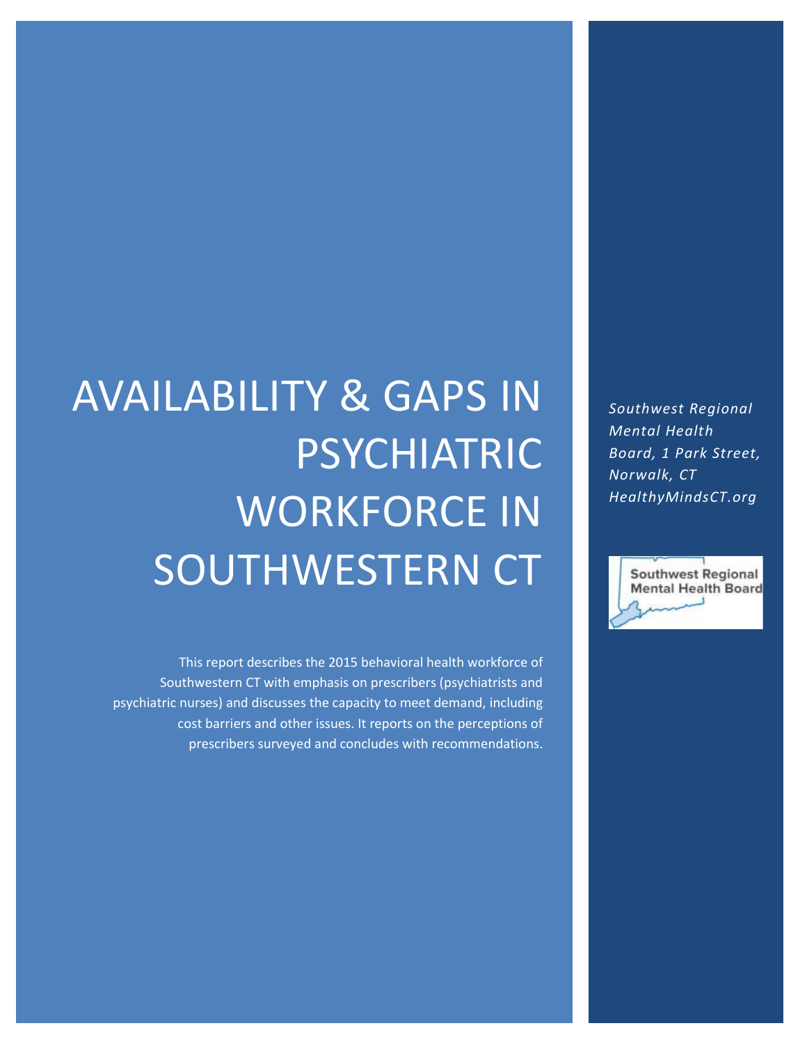# AVAILABILITY & GAPS IN PSYCHIATRIC WORKFORCE IN SOUTHWESTERN CT

This report describes the 2015 behavioral health workforce of Southwestern CT with emphasis on prescribers (psychiatrists and psychiatric nurses) and discusses the capacity to meet demand, including cost barriers and other issues. It reports on the perceptions of prescribers surveyed and concludes with recommendations.

*Southwest Regional Mental Health Board, 1 Park Street, Norwalk, CT HealthyMindsCT.org*

Southwest Regional Mental Health Board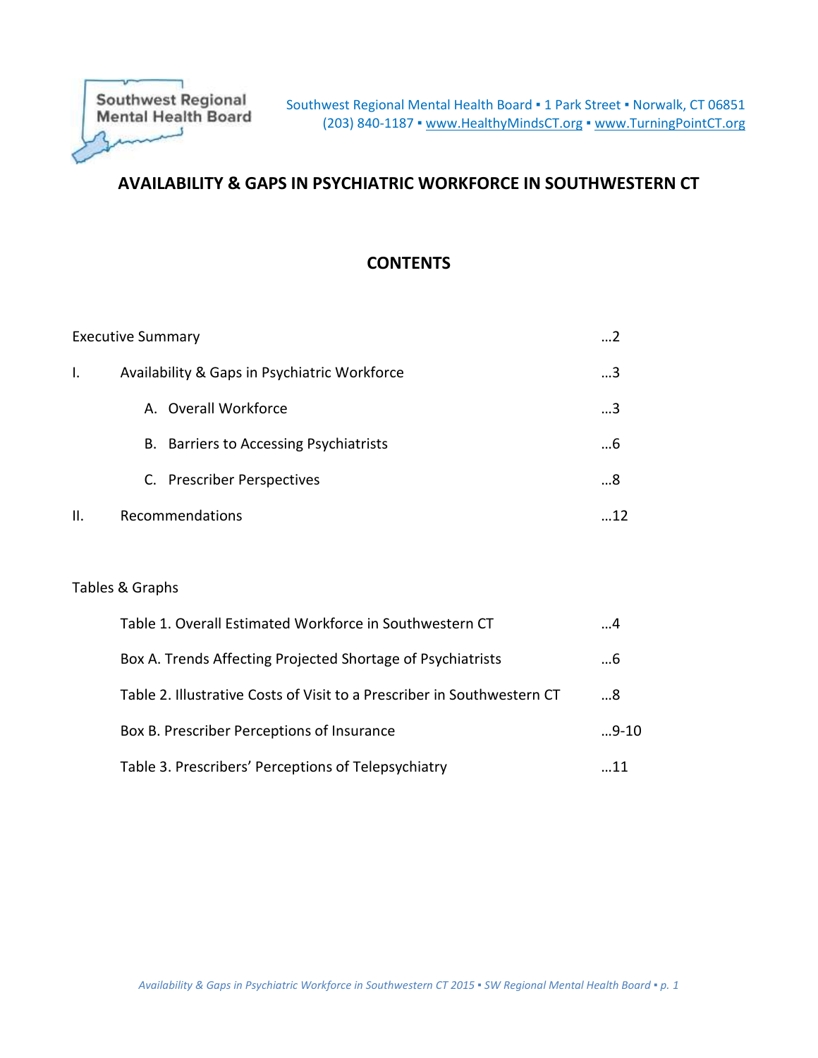Southwest Regional Mental Health Board ▪ 1 Park Street ▪ Norwalk, CT 06851
(203) 840-1187 ▪ www.HealthyMindsCT.org ▪ www.TurningPointCT.org

# AVAILABILITY & GAPS IN PSYCHIATRIC WORKFORCE IN SOUTHWESTERN CT

## CONTENTS

| | | |
|---|---|---|
| Executive Summary | | …2 |
| I. | Availability & Gaps in Psychiatric Workforce | …3 |
| | A. Overall Workforce | …3 |
| | B. Barriers to Accessing Psychiatrists | …6 |
| | C. Prescriber Perspectives | …8 |
| II. | Recommendations | …12 |

Tables & Graphs

| | |
|---|---|
| Table 1. Overall Estimated Workforce in Southwestern CT | …4 |
| Box A. Trends Affecting Projected Shortage of Psychiatrists | …6 |
| Table 2. Illustrative Costs of Visit to a Prescriber in Southwestern CT | …8 |
| Box B. Prescriber Perceptions of Insurance | …9-10 |
| Table 3. Prescribers' Perceptions of Telepsychiatry | …11 |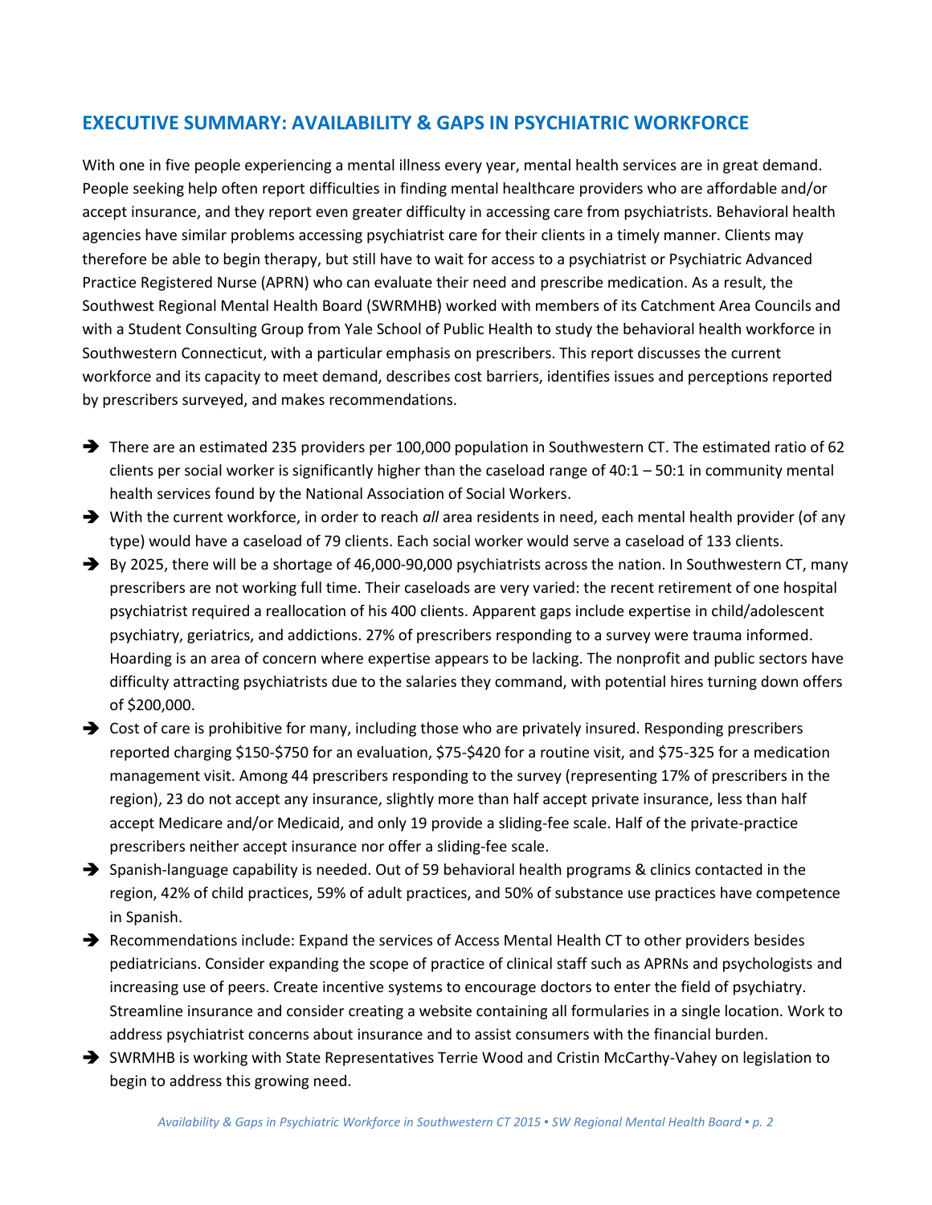## EXECUTIVE SUMMARY: AVAILABILITY & GAPS IN PSYCHIATRIC WORKFORCE

With one in five people experiencing a mental illness every year, mental health services are in great demand. People seeking help often report difficulties in finding mental healthcare providers who are affordable and/or accept insurance, and they report even greater difficulty in accessing care from psychiatrists. Behavioral health agencies have similar problems accessing psychiatrist care for their clients in a timely manner. Clients may therefore be able to begin therapy, but still have to wait for access to a psychiatrist or Psychiatric Advanced Practice Registered Nurse (APRN) who can evaluate their need and prescribe medication. As a result, the Southwest Regional Mental Health Board (SWRMHB) worked with members of its Catchment Area Councils and with a Student Consulting Group from Yale School of Public Health to study the behavioral health workforce in Southwestern Connecticut, with a particular emphasis on prescribers. This report discusses the current workforce and its capacity to meet demand, describes cost barriers, identifies issues and perceptions reported by prescribers surveyed, and makes recommendations.

- There are an estimated 235 providers per 100,000 population in Southwestern CT. The estimated ratio of 62 clients per social worker is significantly higher than the caseload range of 40:1 – 50:1 in community mental health services found by the National Association of Social Workers.
- With the current workforce, in order to reach *all* area residents in need, each mental health provider (of any type) would have a caseload of 79 clients. Each social worker would serve a caseload of 133 clients.
- By 2025, there will be a shortage of 46,000-90,000 psychiatrists across the nation. In Southwestern CT, many prescribers are not working full time. Their caseloads are very varied: the recent retirement of one hospital psychiatrist required a reallocation of his 400 clients. Apparent gaps include expertise in child/adolescent psychiatry, geriatrics, and addictions. 27% of prescribers responding to a survey were trauma informed. Hoarding is an area of concern where expertise appears to be lacking. The nonprofit and public sectors have difficulty attracting psychiatrists due to the salaries they command, with potential hires turning down offers of $200,000.
- Cost of care is prohibitive for many, including those who are privately insured. Responding prescribers reported charging $150-$750 for an evaluation, $75-$420 for a routine visit, and $75-325 for a medication management visit. Among 44 prescribers responding to the survey (representing 17% of prescribers in the region), 23 do not accept any insurance, slightly more than half accept private insurance, less than half accept Medicare and/or Medicaid, and only 19 provide a sliding-fee scale. Half of the private-practice prescribers neither accept insurance nor offer a sliding-fee scale.
- Spanish-language capability is needed. Out of 59 behavioral health programs & clinics contacted in the region, 42% of child practices, 59% of adult practices, and 50% of substance use practices have competence in Spanish.
- Recommendations include: Expand the services of Access Mental Health CT to other providers besides pediatricians. Consider expanding the scope of practice of clinical staff such as APRNs and psychologists and increasing use of peers. Create incentive systems to encourage doctors to enter the field of psychiatry. Streamline insurance and consider creating a website containing all formularies in a single location. Work to address psychiatrist concerns about insurance and to assist consumers with the financial burden.
- SWRMHB is working with State Representatives Terrie Wood and Cristin McCarthy-Vahey on legislation to begin to address this growing need.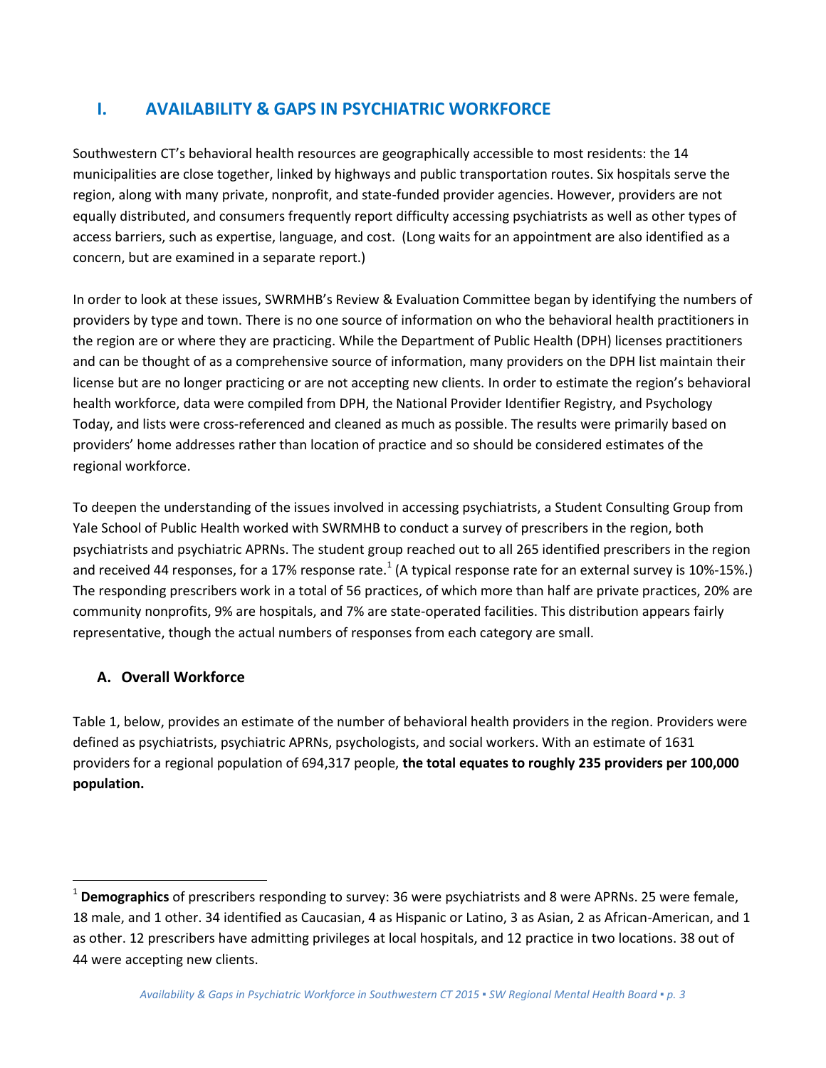## I. AVAILABILITY & GAPS IN PSYCHIATRIC WORKFORCE

Southwestern CT's behavioral health resources are geographically accessible to most residents: the 14 municipalities are close together, linked by highways and public transportation routes. Six hospitals serve the region, along with many private, nonprofit, and state-funded provider agencies. However, providers are not equally distributed, and consumers frequently report difficulty accessing psychiatrists as well as other types of access barriers, such as expertise, language, and cost. (Long waits for an appointment are also identified as a concern, but are examined in a separate report.)

In order to look at these issues, SWRMHB's Review & Evaluation Committee began by identifying the numbers of providers by type and town. There is no one source of information on who the behavioral health practitioners in the region are or where they are practicing. While the Department of Public Health (DPH) licenses practitioners and can be thought of as a comprehensive source of information, many providers on the DPH list maintain their license but are no longer practicing or are not accepting new clients. In order to estimate the region's behavioral health workforce, data were compiled from DPH, the National Provider Identifier Registry, and Psychology Today, and lists were cross-referenced and cleaned as much as possible. The results were primarily based on providers' home addresses rather than location of practice and so should be considered estimates of the regional workforce.

To deepen the understanding of the issues involved in accessing psychiatrists, a Student Consulting Group from Yale School of Public Health worked with SWRMHB to conduct a survey of prescribers in the region, both psychiatrists and psychiatric APRNs. The student group reached out to all 265 identified prescribers in the region and received 44 responses, for a 17% response rate.[1] (A typical response rate for an external survey is 10%-15%.) The responding prescribers work in a total of 56 practices, of which more than half are private practices, 20% are community nonprofits, 9% are hospitals, and 7% are state-operated facilities. This distribution appears fairly representative, though the actual numbers of responses from each category are small.

### A. Overall Workforce

Table 1, below, provides an estimate of the number of behavioral health providers in the region. Providers were defined as psychiatrists, psychiatric APRNs, psychologists, and social workers. With an estimate of 1631 providers for a regional population of 694,317 people, **the total equates to roughly 235 providers per 100,000 population.**

---

[1] **Demographics** of prescribers responding to survey: 36 were psychiatrists and 8 were APRNs. 25 were female, 18 male, and 1 other. 34 identified as Caucasian, 4 as Hispanic or Latino, 3 as Asian, 2 as African-American, and 1 as other. 12 prescribers have admitting privileges at local hospitals, and 12 practice in two locations. 38 out of 44 were accepting new clients.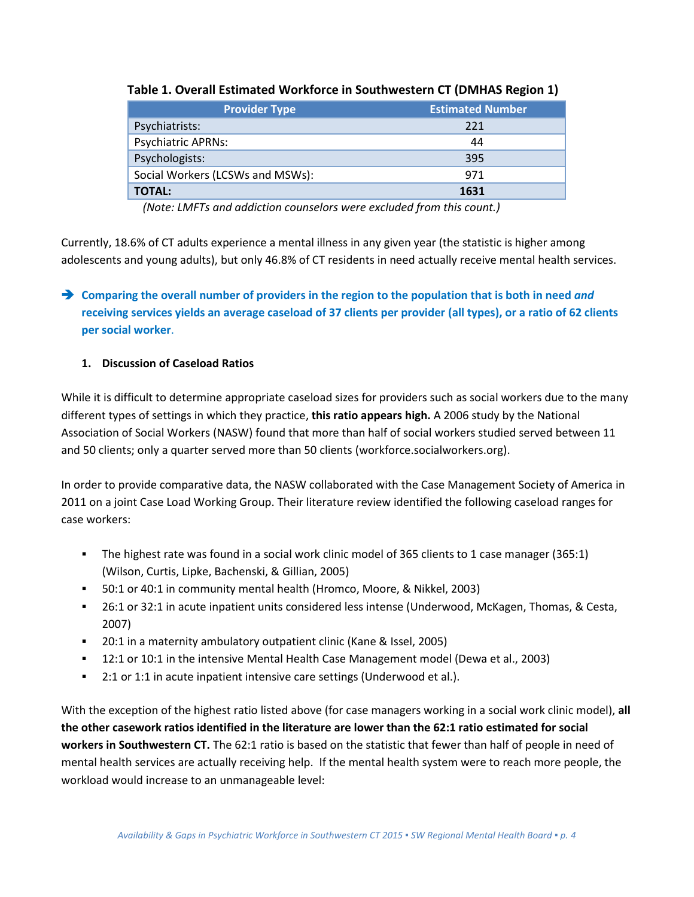**Table 1. Overall Estimated Workforce in Southwestern CT (DMHAS Region 1)**

| Provider Type | Estimated Number |
|---|---|
| Psychiatrists: | 221 |
| Psychiatric APRNs: | 44 |
| Psychologists: | 395 |
| Social Workers (LCSWs and MSWs): | 971 |
| **TOTAL:** | **1631** |

*(Note: LMFTs and addiction counselors were excluded from this count.)*

Currently, 18.6% of CT adults experience a mental illness in any given year (the statistic is higher among adolescents and young adults), but only 46.8% of CT residents in need actually receive mental health services.

➔ **Comparing the overall number of providers in the region to the population that is both in need *and* receiving services yields an average caseload of 37 clients per provider (all types), or a ratio of 62 clients per social worker.**

1. **Discussion of Caseload Ratios**

While it is difficult to determine appropriate caseload sizes for providers such as social workers due to the many different types of settings in which they practice, **this ratio appears high.** A 2006 study by the National Association of Social Workers (NASW) found that more than half of social workers studied served between 11 and 50 clients; only a quarter served more than 50 clients (workforce.socialworkers.org).

In order to provide comparative data, the NASW collaborated with the Case Management Society of America in 2011 on a joint Case Load Working Group. Their literature review identified the following caseload ranges for case workers:

- The highest rate was found in a social work clinic model of 365 clients to 1 case manager (365:1) (Wilson, Curtis, Lipke, Bachenski, & Gillian, 2005)
- 50:1 or 40:1 in community mental health (Hromco, Moore, & Nikkel, 2003)
- 26:1 or 32:1 in acute inpatient units considered less intense (Underwood, McKagen, Thomas, & Cesta, 2007)
- 20:1 in a maternity ambulatory outpatient clinic (Kane & Issel, 2005)
- 12:1 or 10:1 in the intensive Mental Health Case Management model (Dewa et al., 2003)
- 2:1 or 1:1 in acute inpatient intensive care settings (Underwood et al.).

With the exception of the highest ratio listed above (for case managers working in a social work clinic model), **all the other casework ratios identified in the literature are lower than the 62:1 ratio estimated for social workers in Southwestern CT.** The 62:1 ratio is based on the statistic that fewer than half of people in need of mental health services are actually receiving help. If the mental health system were to reach more people, the workload would increase to an unmanageable level: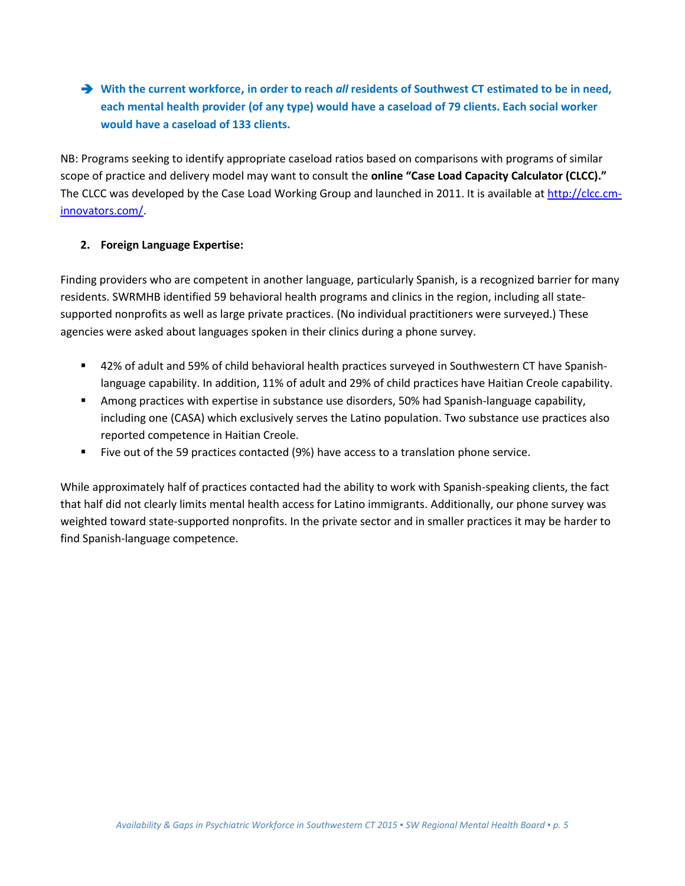➔ **With the current workforce, in order to reach *all* residents of Southwest CT estimated to be in need, each mental health provider (of any type) would have a caseload of 79 clients. Each social worker would have a caseload of 133 clients.**

NB: Programs seeking to identify appropriate caseload ratios based on comparisons with programs of similar scope of practice and delivery model may want to consult the **online "Case Load Capacity Calculator (CLCC)."** The CLCC was developed by the Case Load Working Group and launched in 2011. It is available at [http://clcc.cm-innovators.com/](http://clcc.cm-innovators.com/).

2. **Foreign Language Expertise:**

Finding providers who are competent in another language, particularly Spanish, is a recognized barrier for many residents. SWRMHB identified 59 behavioral health programs and clinics in the region, including all state-supported nonprofits as well as large private practices. (No individual practitioners were surveyed.) These agencies were asked about languages spoken in their clinics during a phone survey.

- 42% of adult and 59% of child behavioral health practices surveyed in Southwestern CT have Spanish-language capability. In addition, 11% of adult and 29% of child practices have Haitian Creole capability.
- Among practices with expertise in substance use disorders, 50% had Spanish-language capability, including one (CASA) which exclusively serves the Latino population. Two substance use practices also reported competence in Haitian Creole.
- Five out of the 59 practices contacted (9%) have access to a translation phone service.

While approximately half of practices contacted had the ability to work with Spanish-speaking clients, the fact that half did not clearly limits mental health access for Latino immigrants. Additionally, our phone survey was weighted toward state-supported nonprofits. In the private sector and in smaller practices it may be harder to find Spanish-language competence.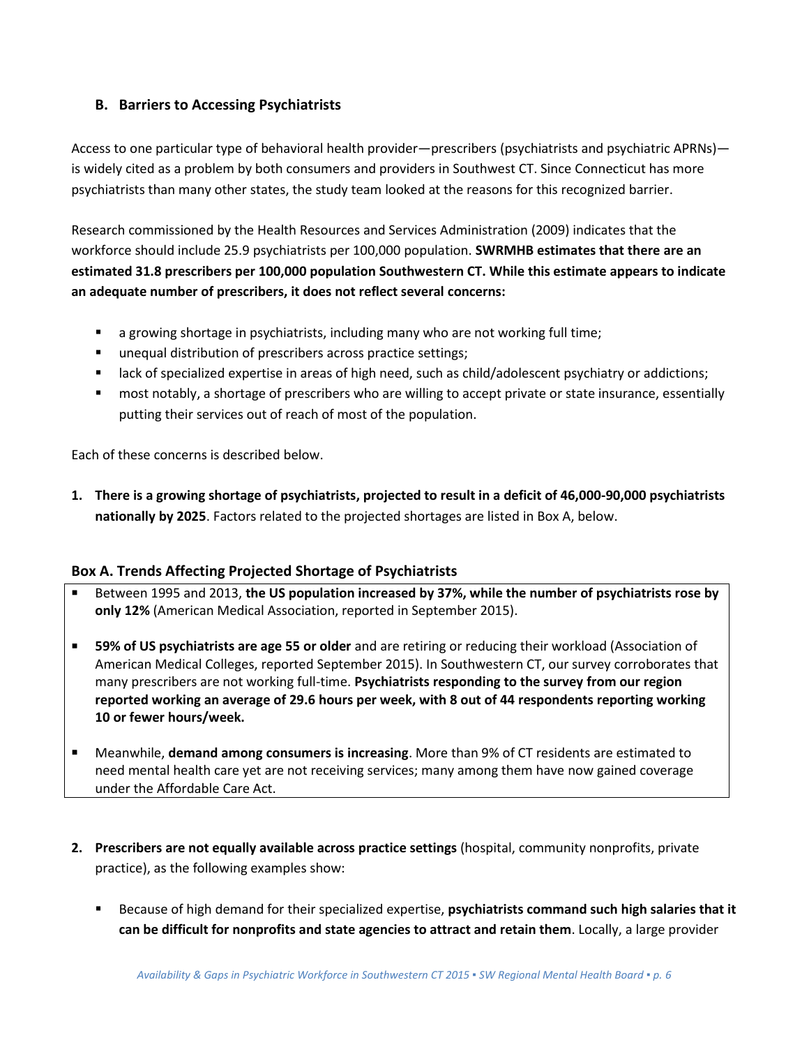### B. Barriers to Accessing Psychiatrists

Access to one particular type of behavioral health provider—prescribers (psychiatrists and psychiatric APRNs)—is widely cited as a problem by both consumers and providers in Southwest CT. Since Connecticut has more psychiatrists than many other states, the study team looked at the reasons for this recognized barrier.

Research commissioned by the Health Resources and Services Administration (2009) indicates that the workforce should include 25.9 psychiatrists per 100,000 population. **SWRMHB estimates that there are an estimated 31.8 prescribers per 100,000 population Southwestern CT. While this estimate appears to indicate an adequate number of prescribers, it does not reflect several concerns:**

- a growing shortage in psychiatrists, including many who are not working full time;
- unequal distribution of prescribers across practice settings;
- lack of specialized expertise in areas of high need, such as child/adolescent psychiatry or addictions;
- most notably, a shortage of prescribers who are willing to accept private or state insurance, essentially putting their services out of reach of most of the population.

Each of these concerns is described below.

1. **There is a growing shortage of psychiatrists, projected to result in a deficit of 46,000-90,000 psychiatrists nationally by 2025**. Factors related to the projected shortages are listed in Box A, below.

#### Box A. Trends Affecting Projected Shortage of Psychiatrists

- Between 1995 and 2013, **the US population increased by 37%, while the number of psychiatrists rose by only 12%** (American Medical Association, reported in September 2015).
- **59% of US psychiatrists are age 55 or older** and are retiring or reducing their workload (Association of American Medical Colleges, reported September 2015). In Southwestern CT, our survey corroborates that many prescribers are not working full-time. **Psychiatrists responding to the survey from our region reported working an average of 29.6 hours per week, with 8 out of 44 respondents reporting working 10 or fewer hours/week.**
- Meanwhile, **demand among consumers is increasing**. More than 9% of CT residents are estimated to need mental health care yet are not receiving services; many among them have now gained coverage under the Affordable Care Act.

2. **Prescribers are not equally available across practice settings** (hospital, community nonprofits, private practice), as the following examples show:

   - Because of high demand for their specialized expertise, **psychiatrists command such high salaries that it can be difficult for nonprofits and state agencies to attract and retain them**. Locally, a large provider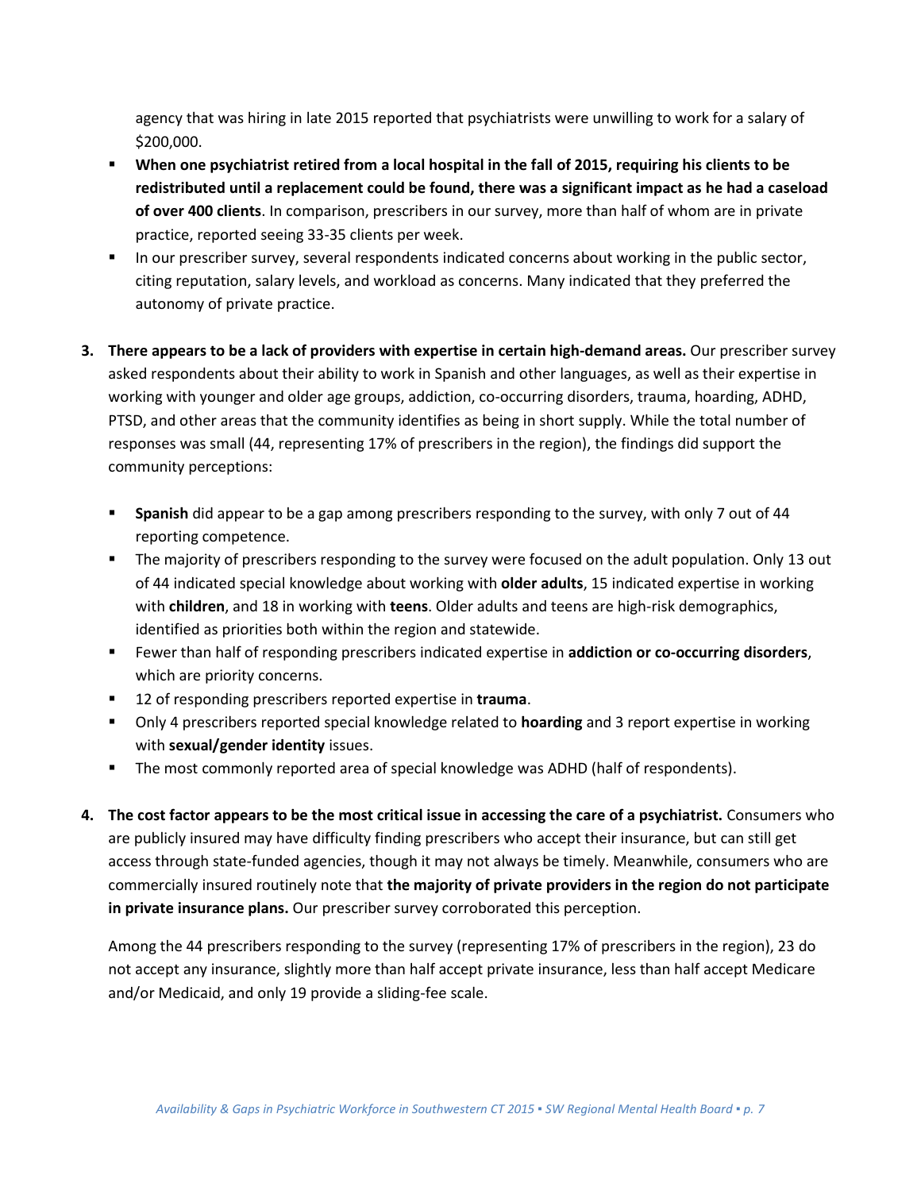agency that was hiring in late 2015 reported that psychiatrists were unwilling to work for a salary of $200,000.

- **When one psychiatrist retired from a local hospital in the fall of 2015, requiring his clients to be redistributed until a replacement could be found, there was a significant impact as he had a caseload of over 400 clients**. In comparison, prescribers in our survey, more than half of whom are in private practice, reported seeing 33-35 clients per week.
- In our prescriber survey, several respondents indicated concerns about working in the public sector, citing reputation, salary levels, and workload as concerns. Many indicated that they preferred the autonomy of private practice.

3. **There appears to be a lack of providers with expertise in certain high-demand areas.** Our prescriber survey asked respondents about their ability to work in Spanish and other languages, as well as their expertise in working with younger and older age groups, addiction, co-occurring disorders, trauma, hoarding, ADHD, PTSD, and other areas that the community identifies as being in short supply. While the total number of responses was small (44, representing 17% of prescribers in the region), the findings did support the community perceptions:

   - **Spanish** did appear to be a gap among prescribers responding to the survey, with only 7 out of 44 reporting competence.
   - The majority of prescribers responding to the survey were focused on the adult population. Only 13 out of 44 indicated special knowledge about working with **older adults**, 15 indicated expertise in working with **children**, and 18 in working with **teens**. Older adults and teens are high-risk demographics, identified as priorities both within the region and statewide.
   - Fewer than half of responding prescribers indicated expertise in **addiction or co-occurring disorders**, which are priority concerns.
   - 12 of responding prescribers reported expertise in **trauma**.
   - Only 4 prescribers reported special knowledge related to **hoarding** and 3 report expertise in working with **sexual/gender identity** issues.
   - The most commonly reported area of special knowledge was ADHD (half of respondents).

4. **The cost factor appears to be the most critical issue in accessing the care of a psychiatrist.** Consumers who are publicly insured may have difficulty finding prescribers who accept their insurance, but can still get access through state-funded agencies, though it may not always be timely. Meanwhile, consumers who are commercially insured routinely note that **the majority of private providers in the region do not participate in private insurance plans.** Our prescriber survey corroborated this perception.

   Among the 44 prescribers responding to the survey (representing 17% of prescribers in the region), 23 do not accept any insurance, slightly more than half accept private insurance, less than half accept Medicare and/or Medicaid, and only 19 provide a sliding-fee scale.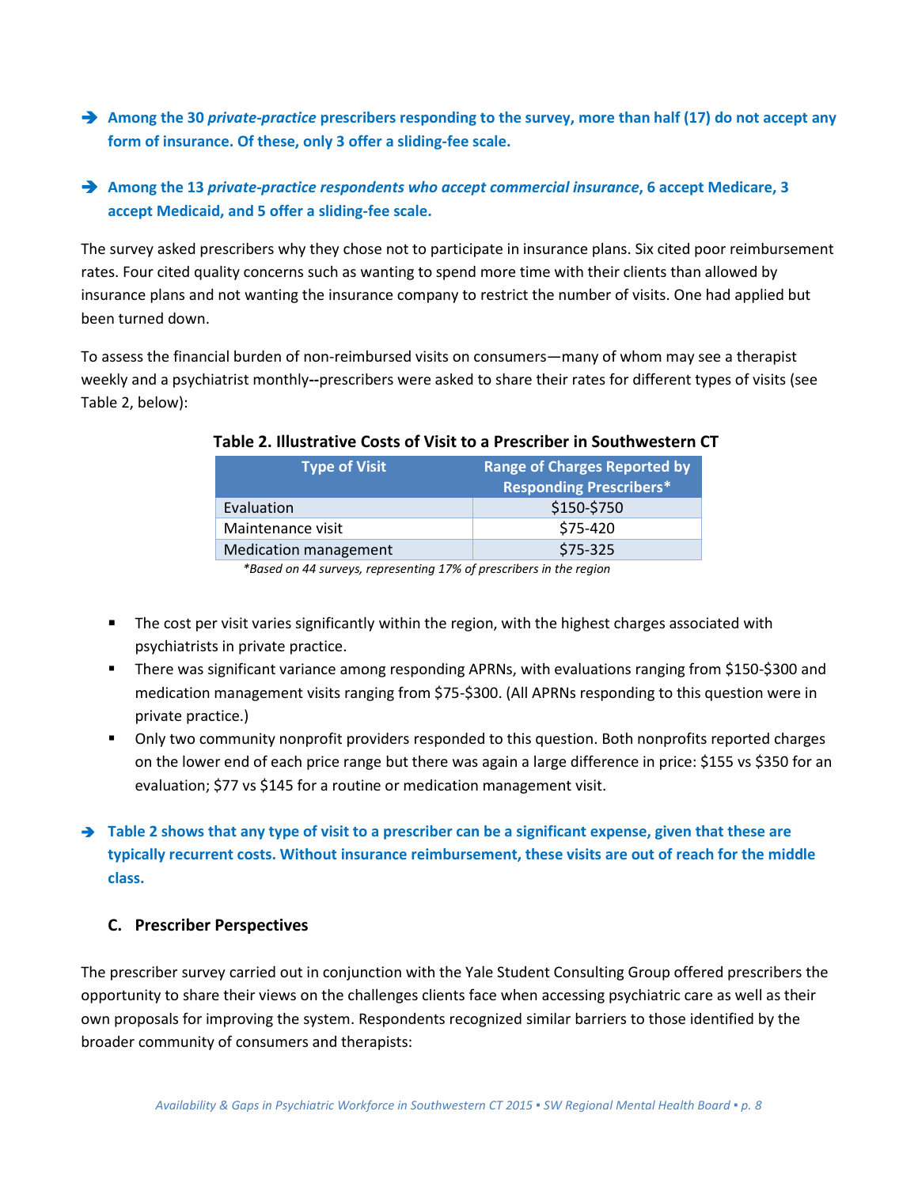➔ **Among the 30 *private-practice* prescribers responding to the survey, more than half (17) do not accept any form of insurance. Of these, only 3 offer a sliding-fee scale.**

➔ **Among the 13 *private-practice respondents who accept commercial insurance*, 6 accept Medicare, 3 accept Medicaid, and 5 offer a sliding-fee scale.**

The survey asked prescribers why they chose not to participate in insurance plans. Six cited poor reimbursement rates. Four cited quality concerns such as wanting to spend more time with their clients than allowed by insurance plans and not wanting the insurance company to restrict the number of visits. One had applied but been turned down.

To assess the financial burden of non-reimbursed visits on consumers—many of whom may see a therapist weekly and a psychiatrist monthly--prescribers were asked to share their rates for different types of visits (see Table 2, below):

**Table 2. Illustrative Costs of Visit to a Prescriber in Southwestern CT**

| Type of Visit | Range of Charges Reported by Responding Prescribers* |
|---|---|
| Evaluation | $150-$750 |
| Maintenance visit | $75-420 |
| Medication management | $75-325 |

*\*Based on 44 surveys, representing 17% of prescribers in the region*

- The cost per visit varies significantly within the region, with the highest charges associated with psychiatrists in private practice.
- There was significant variance among responding APRNs, with evaluations ranging from $150-$300 and medication management visits ranging from $75-$300. (All APRNs responding to this question were in private practice.)
- Only two community nonprofit providers responded to this question. Both nonprofits reported charges on the lower end of each price range but there was again a large difference in price: $155 vs $350 for an evaluation; $77 vs $145 for a routine or medication management visit.

➔ **Table 2 shows that any type of visit to a prescriber can be a significant expense, given that these are typically recurrent costs. Without insurance reimbursement, these visits are out of reach for the middle class.**

### C. Prescriber Perspectives

The prescriber survey carried out in conjunction with the Yale Student Consulting Group offered prescribers the opportunity to share their views on the challenges clients face when accessing psychiatric care as well as their own proposals for improving the system. Respondents recognized similar barriers to those identified by the broader community of consumers and therapists: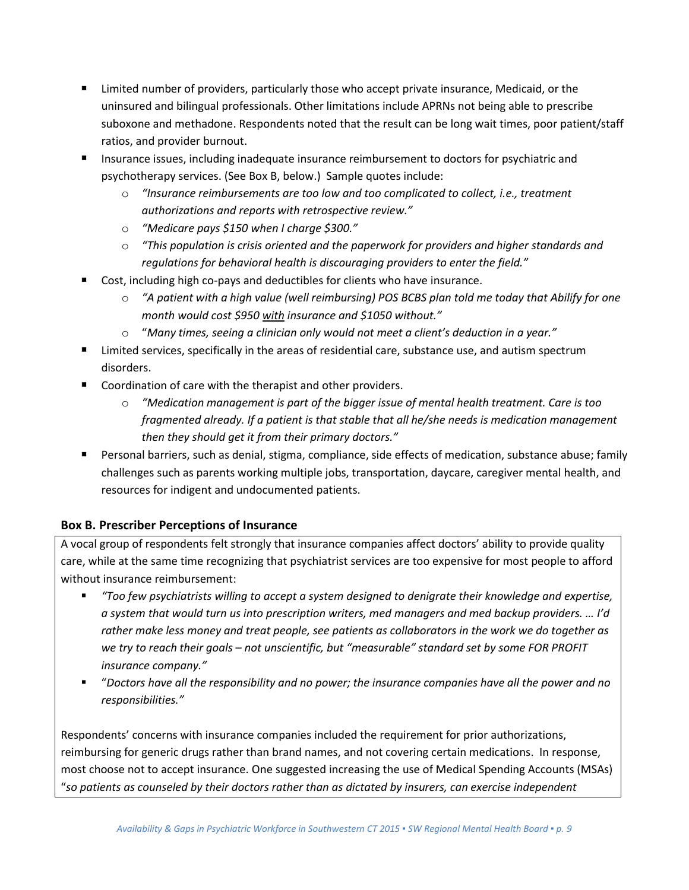- Limited number of providers, particularly those who accept private insurance, Medicaid, or the uninsured and bilingual professionals. Other limitations include APRNs not being able to prescribe suboxone and methadone. Respondents noted that the result can be long wait times, poor patient/staff ratios, and provider burnout.
- Insurance issues, including inadequate insurance reimbursement to doctors for psychiatric and psychotherapy services. (See Box B, below.) Sample quotes include:
  - *"Insurance reimbursements are too low and too complicated to collect, i.e., treatment authorizations and reports with retrospective review."*
  - *"Medicare pays $150 when I charge $300."*
  - *"This population is crisis oriented and the paperwork for providers and higher standards and regulations for behavioral health is discouraging providers to enter the field."*
- Cost, including high co-pays and deductibles for clients who have insurance.
  - *"A patient with a high value (well reimbursing) POS BCBS plan told me today that Abilify for one month would cost $950 <u>with</u> insurance and $1050 without."*
  - "*Many times, seeing a clinician only would not meet a client's deduction in a year."*
- Limited services, specifically in the areas of residential care, substance use, and autism spectrum disorders.
- Coordination of care with the therapist and other providers.
  - *"Medication management is part of the bigger issue of mental health treatment. Care is too fragmented already. If a patient is that stable that all he/she needs is medication management then they should get it from their primary doctors."*
- Personal barriers, such as denial, stigma, compliance, side effects of medication, substance abuse; family challenges such as parents working multiple jobs, transportation, daycare, caregiver mental health, and resources for indigent and undocumented patients.

**Box B. Prescriber Perceptions of Insurance**

A vocal group of respondents felt strongly that insurance companies affect doctors' ability to provide quality care, while at the same time recognizing that psychiatrist services are too expensive for most people to afford without insurance reimbursement:

- *"Too few psychiatrists willing to accept a system designed to denigrate their knowledge and expertise, a system that would turn us into prescription writers, med managers and med backup providers. … I'd rather make less money and treat people, see patients as collaborators in the work we do together as we try to reach their goals – not unscientific, but "measurable" standard set by some FOR PROFIT insurance company."*
- "*Doctors have all the responsibility and no power; the insurance companies have all the power and no responsibilities."*

Respondents' concerns with insurance companies included the requirement for prior authorizations, reimbursing for generic drugs rather than brand names, and not covering certain medications. In response, most choose not to accept insurance. One suggested increasing the use of Medical Spending Accounts (MSAs) "*so patients as counseled by their doctors rather than as dictated by insurers, can exercise independent*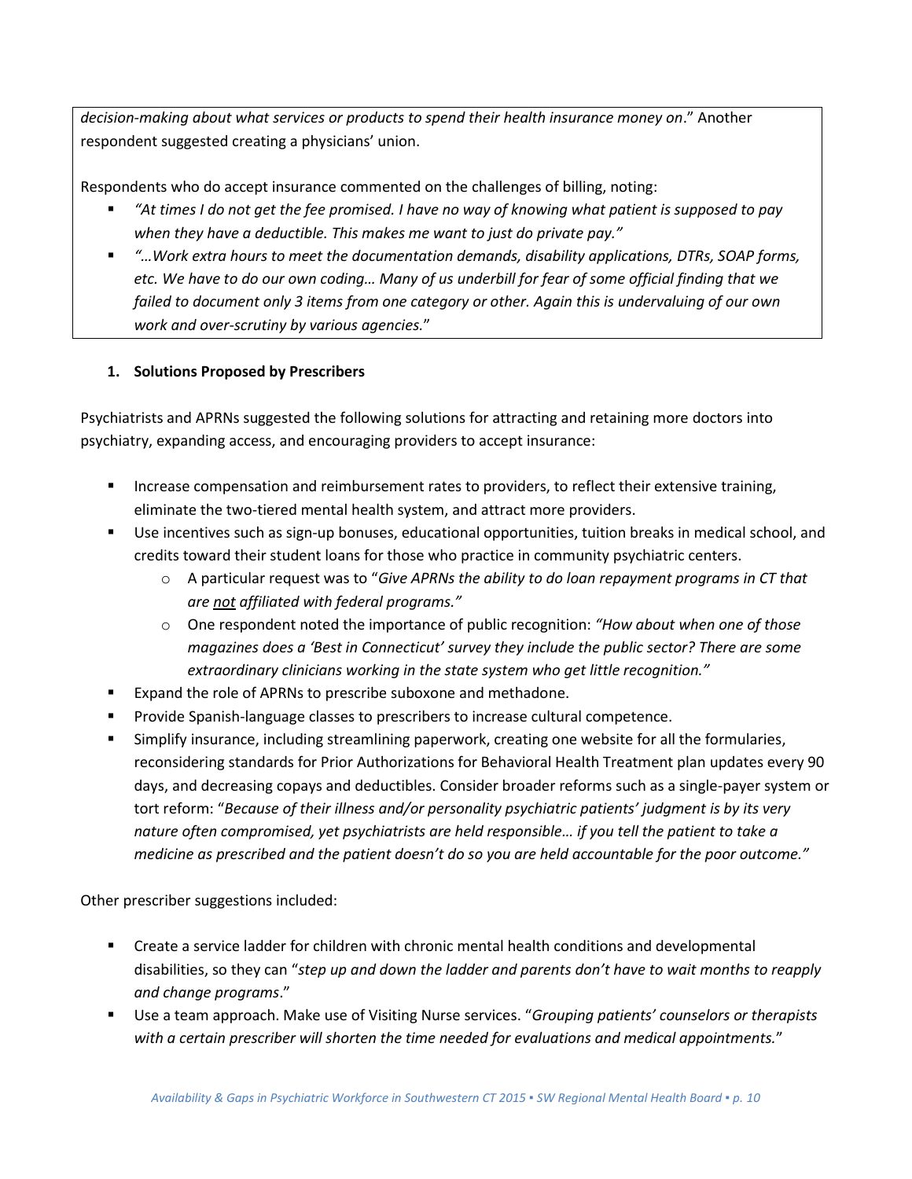*decision-making about what services or products to spend their health insurance money on*." Another respondent suggested creating a physicians' union.

Respondents who do accept insurance commented on the challenges of billing, noting:

- *"At times I do not get the fee promised. I have no way of knowing what patient is supposed to pay when they have a deductible. This makes me want to just do private pay."*
- *"…Work extra hours to meet the documentation demands, disability applications, DTRs, SOAP forms, etc. We have to do our own coding… Many of us underbill for fear of some official finding that we failed to document only 3 items from one category or other. Again this is undervaluing of our own work and over-scrutiny by various agencies.*"

### 1. Solutions Proposed by Prescribers

Psychiatrists and APRNs suggested the following solutions for attracting and retaining more doctors into psychiatry, expanding access, and encouraging providers to accept insurance:

- Increase compensation and reimbursement rates to providers, to reflect their extensive training, eliminate the two-tiered mental health system, and attract more providers.
- Use incentives such as sign-up bonuses, educational opportunities, tuition breaks in medical school, and credits toward their student loans for those who practice in community psychiatric centers.
  - A particular request was to "*Give APRNs the ability to do loan repayment programs in CT that are <u>not</u> affiliated with federal programs."*
  - One respondent noted the importance of public recognition: *"How about when one of those magazines does a 'Best in Connecticut' survey they include the public sector? There are some extraordinary clinicians working in the state system who get little recognition."*
- Expand the role of APRNs to prescribe suboxone and methadone.
- Provide Spanish-language classes to prescribers to increase cultural competence.
- Simplify insurance, including streamlining paperwork, creating one website for all the formularies, reconsidering standards for Prior Authorizations for Behavioral Health Treatment plan updates every 90 days, and decreasing copays and deductibles. Consider broader reforms such as a single-payer system or tort reform: "*Because of their illness and/or personality psychiatric patients' judgment is by its very nature often compromised, yet psychiatrists are held responsible… if you tell the patient to take a medicine as prescribed and the patient doesn't do so you are held accountable for the poor outcome."*

Other prescriber suggestions included:

- Create a service ladder for children with chronic mental health conditions and developmental disabilities, so they can "*step up and down the ladder and parents don't have to wait months to reapply and change programs*."
- Use a team approach. Make use of Visiting Nurse services. "*Grouping patients' counselors or therapists with a certain prescriber will shorten the time needed for evaluations and medical appointments.*"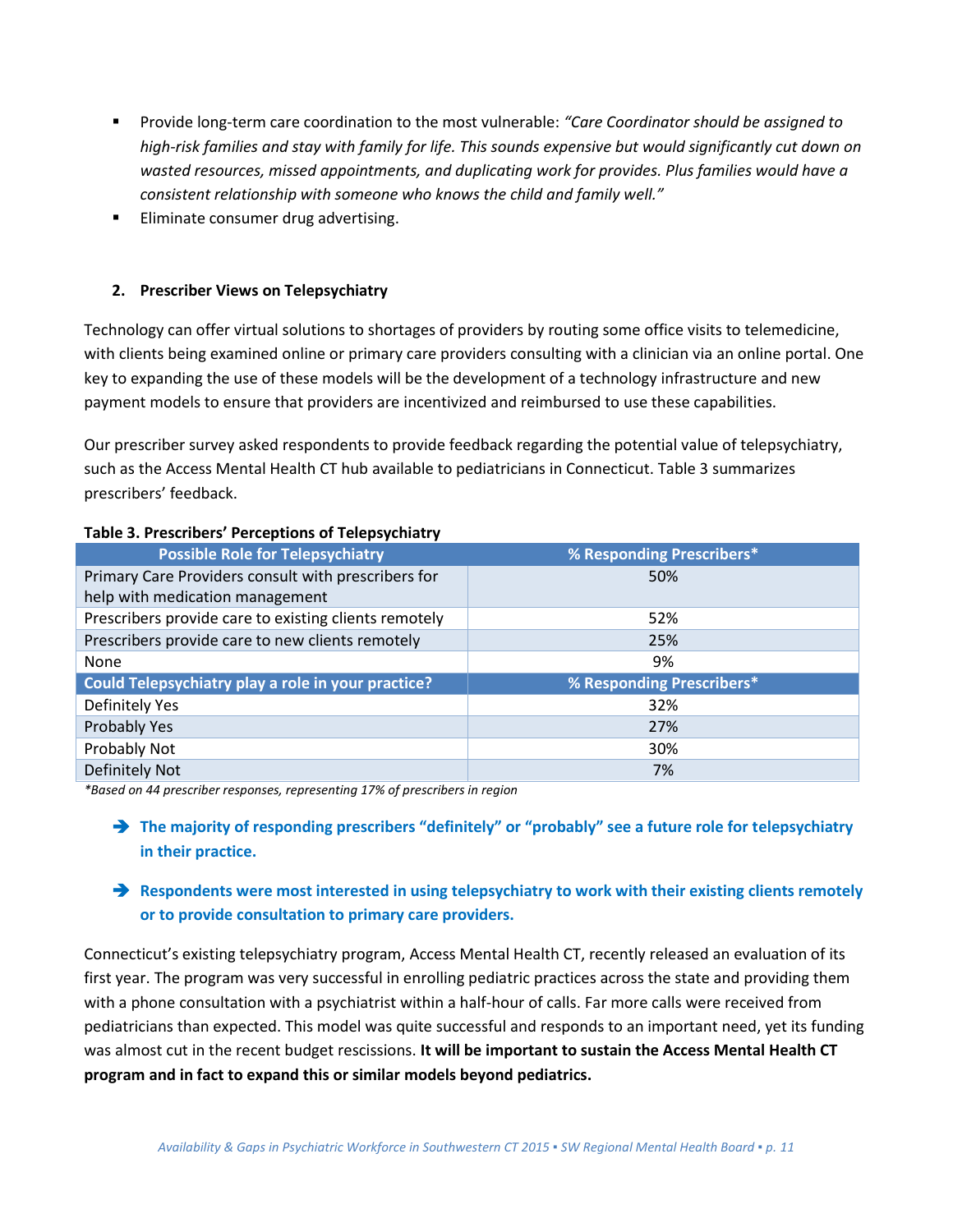- Provide long-term care coordination to the most vulnerable: *"Care Coordinator should be assigned to high-risk families and stay with family for life. This sounds expensive but would significantly cut down on wasted resources, missed appointments, and duplicating work for provides. Plus families would have a consistent relationship with someone who knows the child and family well."*
- Eliminate consumer drug advertising.

## 2. Prescriber Views on Telepsychiatry

Technology can offer virtual solutions to shortages of providers by routing some office visits to telemedicine, with clients being examined online or primary care providers consulting with a clinician via an online portal. One key to expanding the use of these models will be the development of a technology infrastructure and new payment models to ensure that providers are incentivized and reimbursed to use these capabilities.

Our prescriber survey asked respondents to provide feedback regarding the potential value of telepsychiatry, such as the Access Mental Health CT hub available to pediatricians in Connecticut. Table 3 summarizes prescribers' feedback.

**Table 3. Prescribers' Perceptions of Telepsychiatry**

| Possible Role for Telepsychiatry | % Responding Prescribers* |
|---|---|
| Primary Care Providers consult with prescribers for help with medication management | 50% |
| Prescribers provide care to existing clients remotely | 52% |
| Prescribers provide care to new clients remotely | 25% |
| None | 9% |
| **Could Telepsychiatry play a role in your practice?** | **% Responding Prescribers*** |
| Definitely Yes | 32% |
| Probably Yes | 27% |
| Probably Not | 30% |
| Definitely Not | 7% |

*\*Based on 44 prescriber responses, representing 17% of prescribers in region*

➔ **The majority of responding prescribers "definitely" or "probably" see a future role for telepsychiatry in their practice.**

➔ **Respondents were most interested in using telepsychiatry to work with their existing clients remotely or to provide consultation to primary care providers.**

Connecticut's existing telepsychiatry program, Access Mental Health CT, recently released an evaluation of its first year. The program was very successful in enrolling pediatric practices across the state and providing them with a phone consultation with a psychiatrist within a half-hour of calls. Far more calls were received from pediatricians than expected. This model was quite successful and responds to an important need, yet its funding was almost cut in the recent budget rescissions. **It will be important to sustain the Access Mental Health CT program and in fact to expand this or similar models beyond pediatrics.**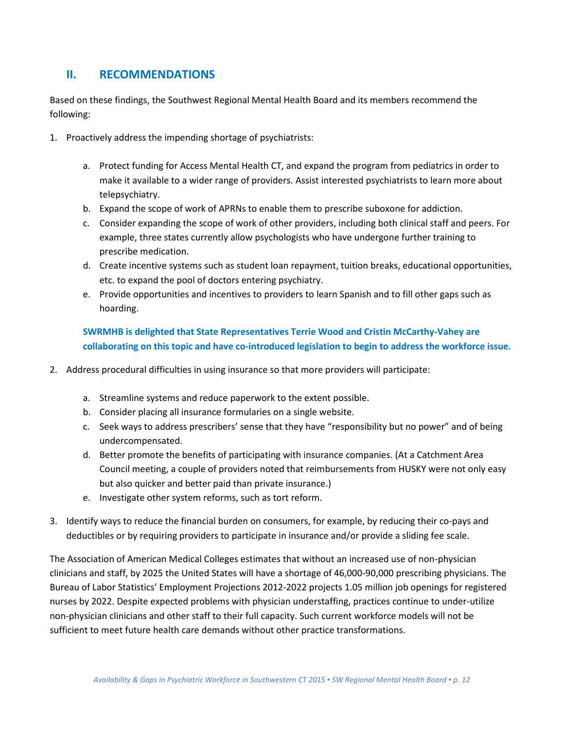## II. RECOMMENDATIONS

Based on these findings, the Southwest Regional Mental Health Board and its members recommend the following:

1. Proactively address the impending shortage of psychiatrists:

   a. Protect funding for Access Mental Health CT, and expand the program from pediatrics in order to make it available to a wider range of providers. Assist interested psychiatrists to learn more about telepsychiatry.
   b. Expand the scope of work of APRNs to enable them to prescribe suboxone for addiction.
   c. Consider expanding the scope of work of other providers, including both clinical staff and peers. For example, three states currently allow psychologists who have undergone further training to prescribe medication.
   d. Create incentive systems such as student loan repayment, tuition breaks, educational opportunities, etc. to expand the pool of doctors entering psychiatry.
   e. Provide opportunities and incentives to providers to learn Spanish and to fill other gaps such as hoarding.

   **SWRMHB is delighted that State Representatives Terrie Wood and Cristin McCarthy-Vahey are collaborating on this topic and have co-introduced legislation to begin to address the workforce issue.**

2. Address procedural difficulties in using insurance so that more providers will participate:

   a. Streamline systems and reduce paperwork to the extent possible.
   b. Consider placing all insurance formularies on a single website.
   c. Seek ways to address prescribers' sense that they have "responsibility but no power" and of being undercompensated.
   d. Better promote the benefits of participating with insurance companies. (At a Catchment Area Council meeting, a couple of providers noted that reimbursements from HUSKY were not only easy but also quicker and better paid than private insurance.)
   e. Investigate other system reforms, such as tort reform.

3. Identify ways to reduce the financial burden on consumers, for example, by reducing their co-pays and deductibles or by requiring providers to participate in insurance and/or provide a sliding fee scale.

The Association of American Medical Colleges estimates that without an increased use of non-physician clinicians and staff, by 2025 the United States will have a shortage of 46,000-90,000 prescribing physicians. The Bureau of Labor Statistics' Employment Projections 2012-2022 projects 1.05 million job openings for registered nurses by 2022. Despite expected problems with physician understaffing, practices continue to under-utilize non-physician clinicians and other staff to their full capacity. Such current workforce models will not be sufficient to meet future health care demands without other practice transformations.